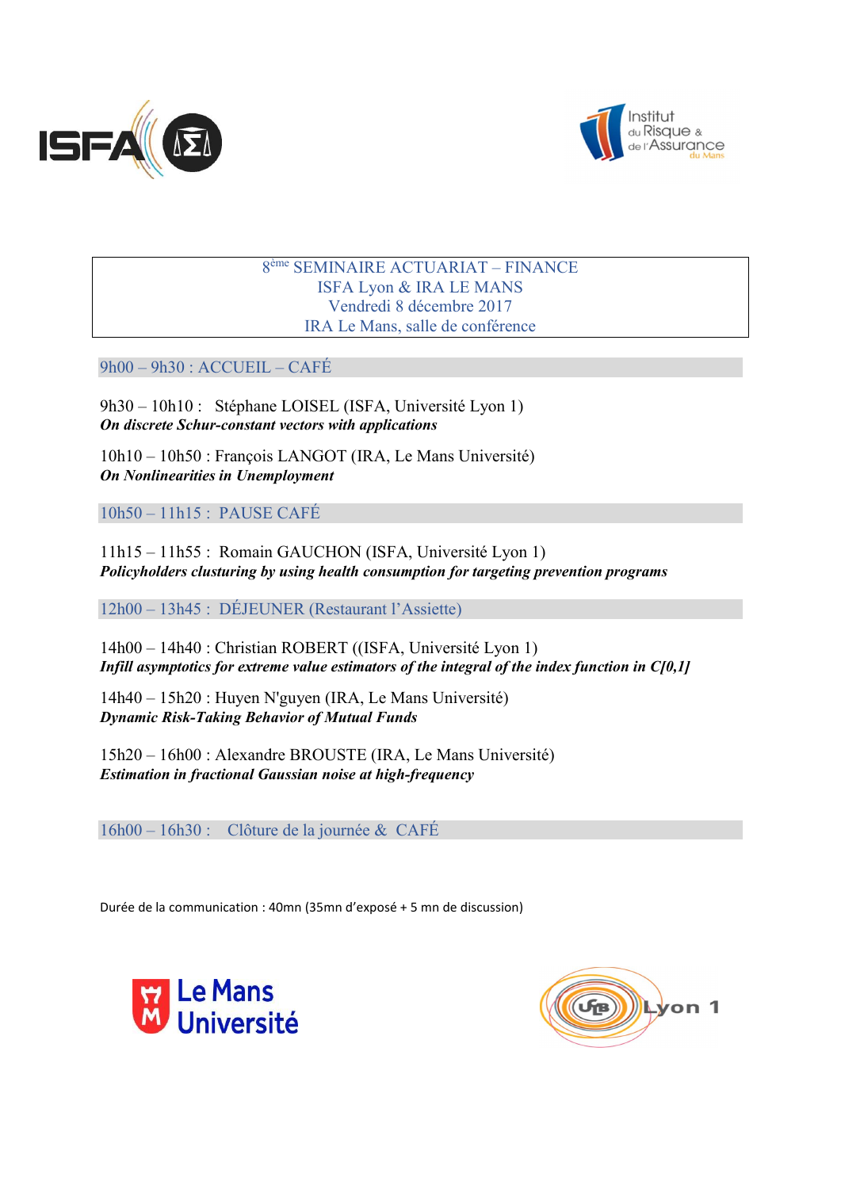# 8[ème] SEMINAIRE ACTUARIAT – FINANCE

**ISFA Lyon & IRA LE MANS**

**Vendredi 8 décembre 2017**

**IRA Le Mans, salle de conférence**

9h00 – 9h30 : ACCUEIL – CAFÉ

9h30 – 10h10 : Stéphane LOISEL (ISFA, Université Lyon 1)
***On discrete Schur-constant vectors with applications***

10h10 – 10h50 : François LANGOT (IRA, Le Mans Université)
***On Nonlinearities in Unemployment***

10h50 – 11h15 : PAUSE CAFÉ

11h15 – 11h55 : Romain GAUCHON (ISFA, Université Lyon 1)
***Policyholders clusturing by using health consumption for targeting prevention programs***

12h00 – 13h45 : DÉJEUNER (Restaurant l'Assiette)

14h00 – 14h40 : Christian ROBERT ((ISFA, Université Lyon 1)
***Infill asymptotics for extreme value estimators of the integral of the index function in C[0,1]***

14h40 – 15h20 : Huyen N'guyen (IRA, Le Mans Université)
***Dynamic Risk-Taking Behavior of Mutual Funds***

15h20 – 16h00 : Alexandre BROUSTE (IRA, Le Mans Université)
***Estimation in fractional Gaussian noise at high-frequency***

16h00 – 16h30 : Clôture de la journée & CAFÉ

Durée de la communication : 40mn (35mn d'exposé + 5 mn de discussion)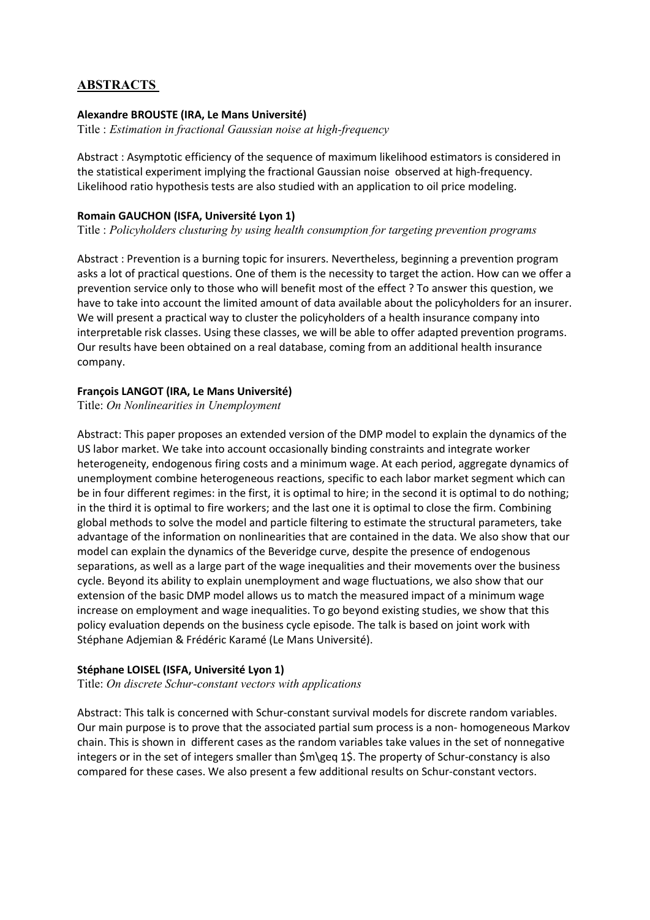## ABSTRACTS

**Alexandre BROUSTE (IRA, Le Mans Université)**

Title : *Estimation in fractional Gaussian noise at high-frequency*

Abstract : Asymptotic efficiency of the sequence of maximum likelihood estimators is considered in the statistical experiment implying the fractional Gaussian noise observed at high-frequency. Likelihood ratio hypothesis tests are also studied with an application to oil price modeling.

**Romain GAUCHON (ISFA, Université Lyon 1)**

Title : *Policyholders clusturing by using health consumption for targeting prevention programs*

Abstract : Prevention is a burning topic for insurers. Nevertheless, beginning a prevention program asks a lot of practical questions. One of them is the necessity to target the action. How can we offer a prevention service only to those who will benefit most of the effect ? To answer this question, we have to take into account the limited amount of data available about the policyholders for an insurer. We will present a practical way to cluster the policyholders of a health insurance company into interpretable risk classes. Using these classes, we will be able to offer adapted prevention programs. Our results have been obtained on a real database, coming from an additional health insurance company.

**François LANGOT (IRA, Le Mans Université)**

Title: *On Nonlinearities in Unemployment*

Abstract: This paper proposes an extended version of the DMP model to explain the dynamics of the US labor market. We take into account occasionally binding constraints and integrate worker heterogeneity, endogenous firing costs and a minimum wage. At each period, aggregate dynamics of unemployment combine heterogeneous reactions, specific to each labor market segment which can be in four different regimes: in the first, it is optimal to hire; in the second it is optimal to do nothing; in the third it is optimal to fire workers; and the last one it is optimal to close the firm. Combining global methods to solve the model and particle filtering to estimate the structural parameters, take advantage of the information on nonlinearities that are contained in the data. We also show that our model can explain the dynamics of the Beveridge curve, despite the presence of endogenous separations, as well as a large part of the wage inequalities and their movements over the business cycle. Beyond its ability to explain unemployment and wage fluctuations, we also show that our extension of the basic DMP model allows us to match the measured impact of a minimum wage increase on employment and wage inequalities. To go beyond existing studies, we show that this policy evaluation depends on the business cycle episode. The talk is based on joint work with Stéphane Adjemian & Frédéric Karamé (Le Mans Université).

**Stéphane LOISEL (ISFA, Université Lyon 1)**

Title: *On discrete Schur-constant vectors with applications*

Abstract: This talk is concerned with Schur-constant survival models for discrete random variables. Our main purpose is to prove that the associated partial sum process is a non- homogeneous Markov chain. This is shown in different cases as the random variables take values in the set of nonnegative integers or in the set of integers smaller than $m\geq 1$. The property of Schur-constancy is also compared for these cases. We also present a few additional results on Schur-constant vectors.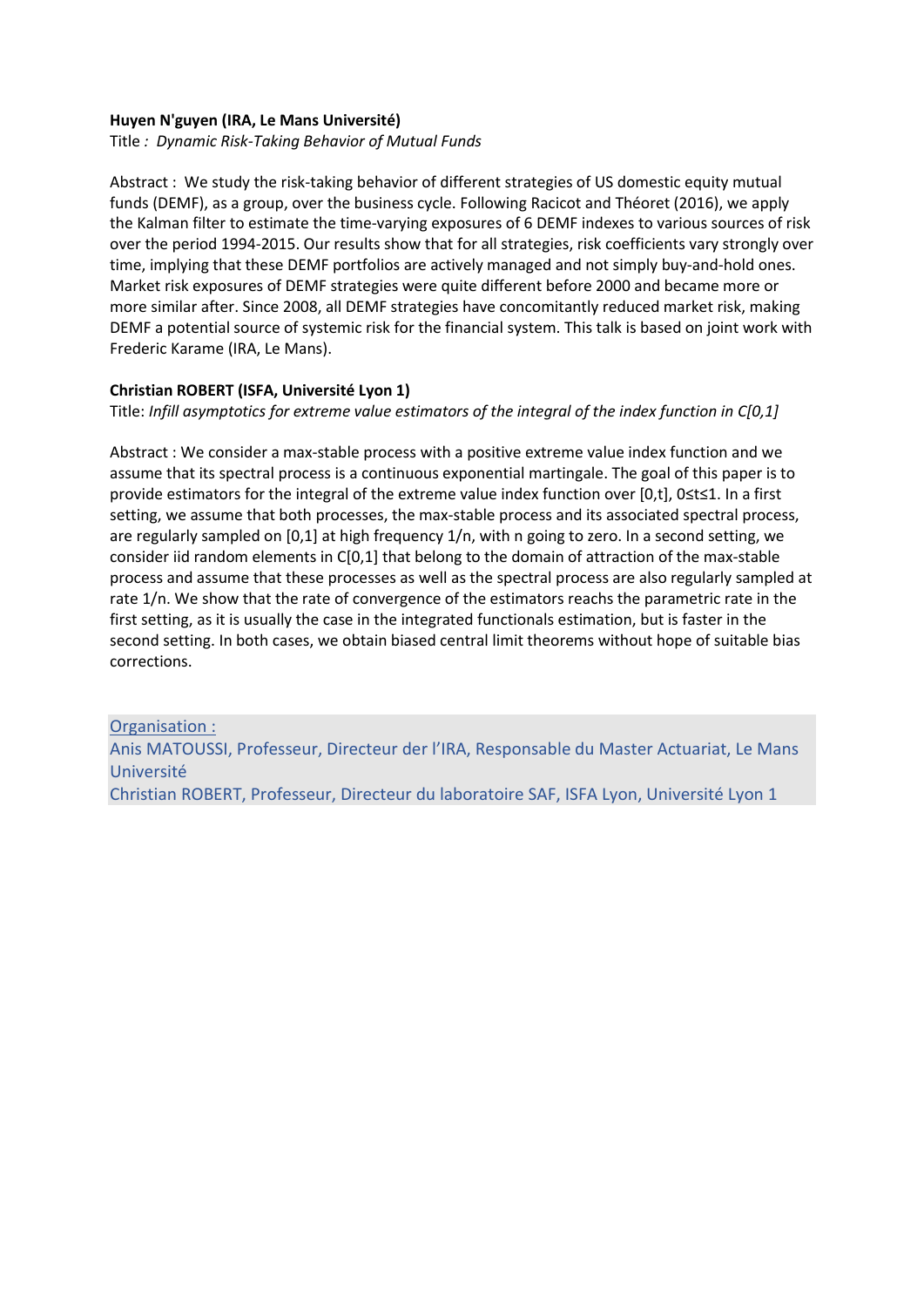**Huyen N'guyen (IRA, Le Mans Université)**

Title *: Dynamic Risk-Taking Behavior of Mutual Funds*

Abstract : We study the risk-taking behavior of different strategies of US domestic equity mutual funds (DEMF), as a group, over the business cycle. Following Racicot and Théoret (2016), we apply the Kalman filter to estimate the time-varying exposures of 6 DEMF indexes to various sources of risk over the period 1994-2015. Our results show that for all strategies, risk coefficients vary strongly over time, implying that these DEMF portfolios are actively managed and not simply buy-and-hold ones. Market risk exposures of DEMF strategies were quite different before 2000 and became more or more similar after. Since 2008, all DEMF strategies have concomitantly reduced market risk, making DEMF a potential source of systemic risk for the financial system. This talk is based on joint work with Frederic Karame (IRA, Le Mans).

**Christian ROBERT (ISFA, Université Lyon 1)**

Title: *Infill asymptotics for extreme value estimators of the integral of the index function in C[0,1]*

Abstract : We consider a max-stable process with a positive extreme value index function and we assume that its spectral process is a continuous exponential martingale. The goal of this paper is to provide estimators for the integral of the extreme value index function over [0,t], $0 \leq t \leq 1$. In a first setting, we assume that both processes, the max-stable process and its associated spectral process, are regularly sampled on [0,1] at high frequency 1/n, with n going to zero. In a second setting, we consider iid random elements in C[0,1] that belong to the domain of attraction of the max-stable process and assume that these processes as well as the spectral process are also regularly sampled at rate 1/n. We show that the rate of convergence of the estimators reachs the parametric rate in the first setting, as it is usually the case in the integrated functionals estimation, but is faster in the second setting. In both cases, we obtain biased central limit theorems without hope of suitable bias corrections.

Organisation :

Anis MATOUSSI, Professeur, Directeur der l'IRA, Responsable du Master Actuariat, Le Mans Université

Christian ROBERT, Professeur, Directeur du laboratoire SAF, ISFA Lyon, Université Lyon 1